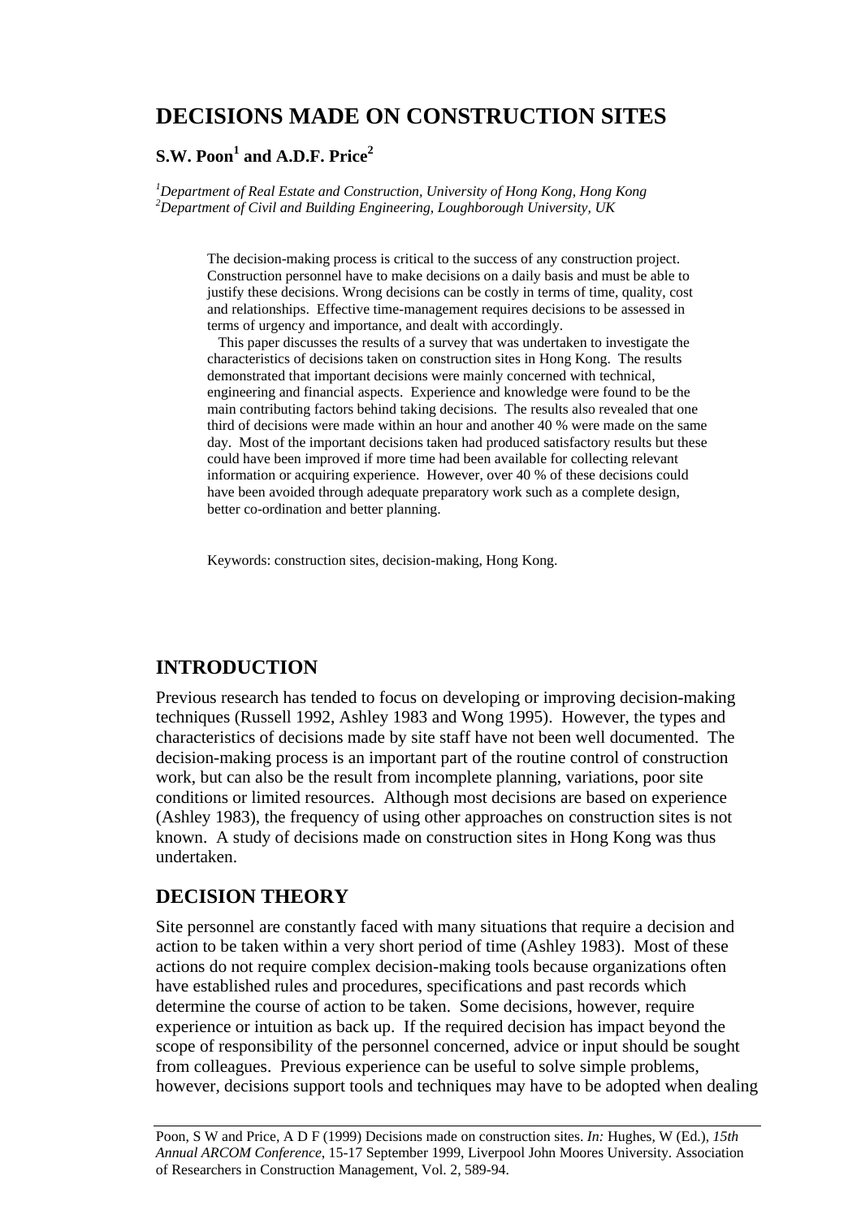# DECISIONS MADE ON CONSTRUCTION SITES

**S.W. Poon[1] and A.D.F. Price[2]**

[1]*Department of Real Estate and Construction, University of Hong Kong, Hong Kong*
[2]*Department of Civil and Building Engineering, Loughborough University, UK*

The decision-making process is critical to the success of any construction project. Construction personnel have to make decisions on a daily basis and must be able to justify these decisions. Wrong decisions can be costly in terms of time, quality, cost and relationships. Effective time-management requires decisions to be assessed in terms of urgency and importance, and dealt with accordingly.

This paper discusses the results of a survey that was undertaken to investigate the characteristics of decisions taken on construction sites in Hong Kong. The results demonstrated that important decisions were mainly concerned with technical, engineering and financial aspects. Experience and knowledge were found to be the main contributing factors behind taking decisions. The results also revealed that one third of decisions were made within an hour and another 40 % were made on the same day. Most of the important decisions taken had produced satisfactory results but these could have been improved if more time had been available for collecting relevant information or acquiring experience. However, over 40 % of these decisions could have been avoided through adequate preparatory work such as a complete design, better co-ordination and better planning.

Keywords: construction sites, decision-making, Hong Kong.

## INTRODUCTION

Previous research has tended to focus on developing or improving decision-making techniques (Russell 1992, Ashley 1983 and Wong 1995). However, the types and characteristics of decisions made by site staff have not been well documented. The decision-making process is an important part of the routine control of construction work, but can also be the result from incomplete planning, variations, poor site conditions or limited resources. Although most decisions are based on experience (Ashley 1983), the frequency of using other approaches on construction sites is not known. A study of decisions made on construction sites in Hong Kong was thus undertaken.

## DECISION THEORY

Site personnel are constantly faced with many situations that require a decision and action to be taken within a very short period of time (Ashley 1983). Most of these actions do not require complex decision-making tools because organizations often have established rules and procedures, specifications and past records which determine the course of action to be taken. Some decisions, however, require experience or intuition as back up. If the required decision has impact beyond the scope of responsibility of the personnel concerned, advice or input should be sought from colleagues. Previous experience can be useful to solve simple problems, however, decisions support tools and techniques may have to be adopted when dealing

Poon, S W and Price, A D F (1999) Decisions made on construction sites. *In:* Hughes, W (Ed.), *15th Annual ARCOM Conference*, 15-17 September 1999, Liverpool John Moores University. Association of Researchers in Construction Management, Vol. 2, 589-94.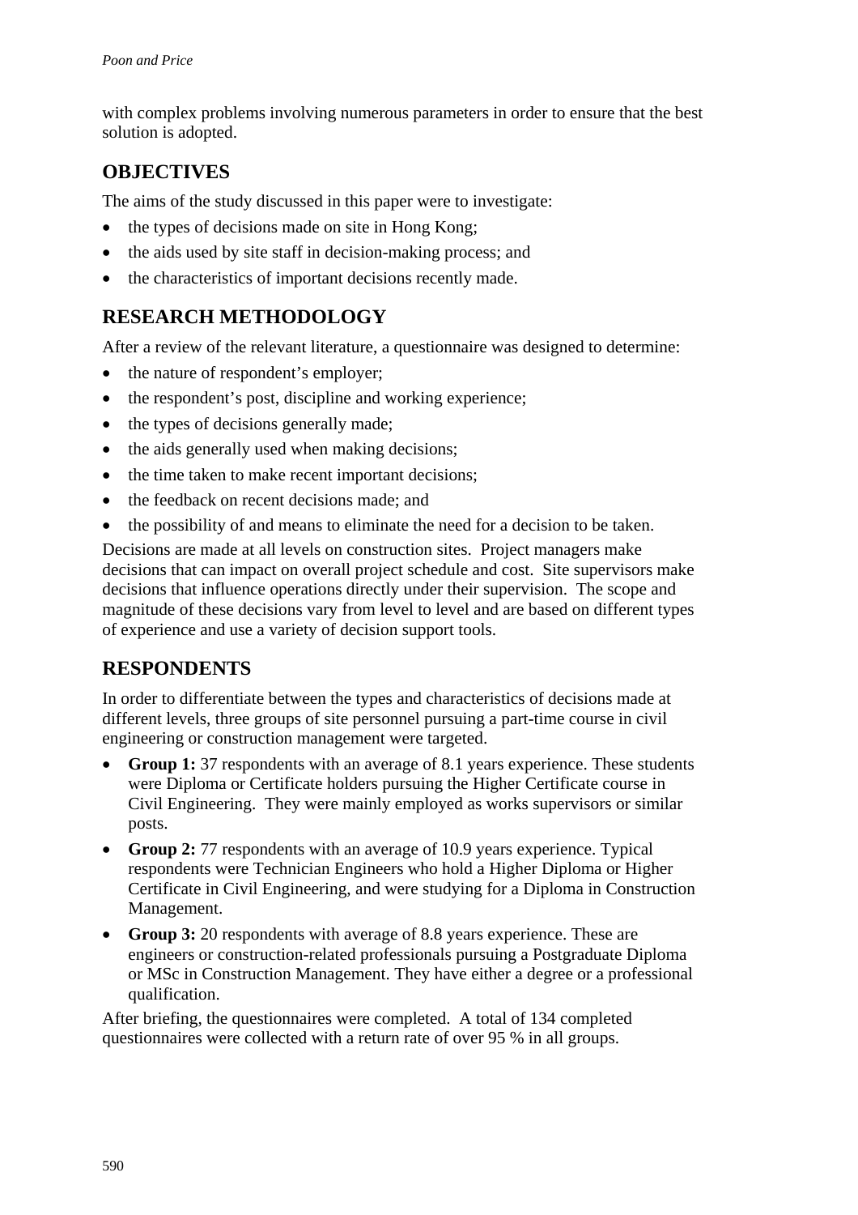with complex problems involving numerous parameters in order to ensure that the best solution is adopted.

## OBJECTIVES

The aims of the study discussed in this paper were to investigate:

- the types of decisions made on site in Hong Kong;
- the aids used by site staff in decision-making process; and
- the characteristics of important decisions recently made.

## RESEARCH METHODOLOGY

After a review of the relevant literature, a questionnaire was designed to determine:

- the nature of respondent's employer;
- the respondent's post, discipline and working experience;
- the types of decisions generally made;
- the aids generally used when making decisions;
- the time taken to make recent important decisions;
- the feedback on recent decisions made; and
- the possibility of and means to eliminate the need for a decision to be taken.

Decisions are made at all levels on construction sites. Project managers make decisions that can impact on overall project schedule and cost. Site supervisors make decisions that influence operations directly under their supervision. The scope and magnitude of these decisions vary from level to level and are based on different types of experience and use a variety of decision support tools.

## RESPONDENTS

In order to differentiate between the types and characteristics of decisions made at different levels, three groups of site personnel pursuing a part-time course in civil engineering or construction management were targeted.

- **Group 1:** 37 respondents with an average of 8.1 years experience. These students were Diploma or Certificate holders pursuing the Higher Certificate course in Civil Engineering. They were mainly employed as works supervisors or similar posts.
- **Group 2:** 77 respondents with an average of 10.9 years experience. Typical respondents were Technician Engineers who hold a Higher Diploma or Higher Certificate in Civil Engineering, and were studying for a Diploma in Construction Management.
- **Group 3:** 20 respondents with average of 8.8 years experience. These are engineers or construction-related professionals pursuing a Postgraduate Diploma or MSc in Construction Management. They have either a degree or a professional qualification.

After briefing, the questionnaires were completed. A total of 134 completed questionnaires were collected with a return rate of over 95 % in all groups.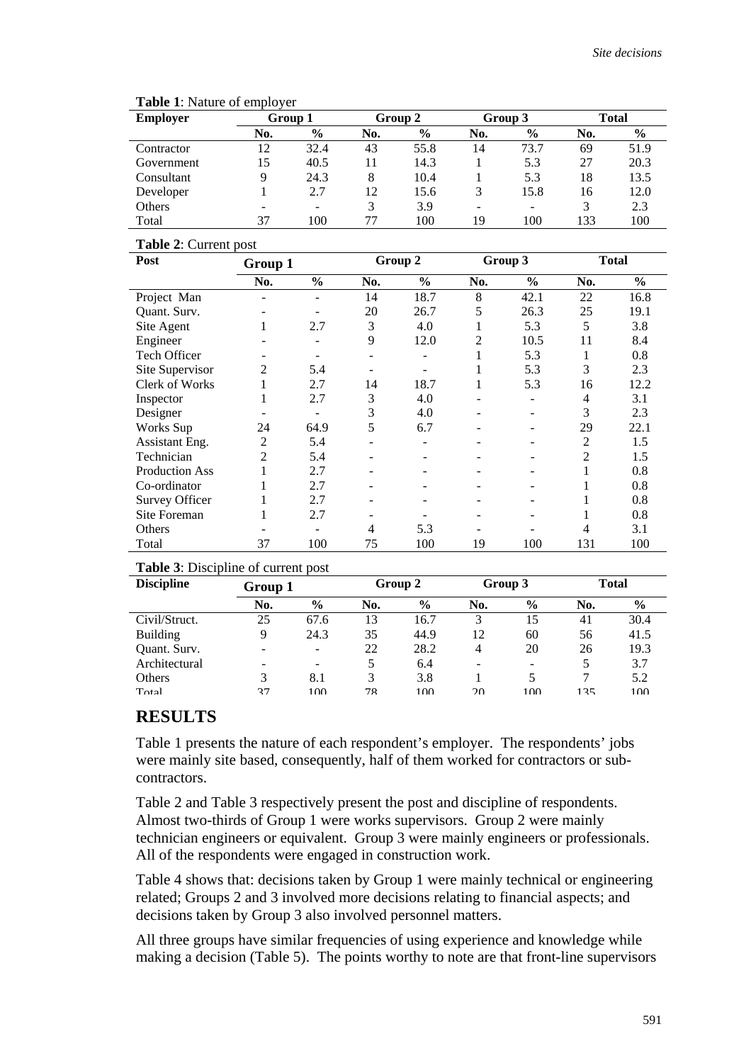**Table 1**: Nature of employer

| Employer | Group 1 | | Group 2 | | Group 3 | | Total | |
|---|---|---|---|---|---|---|---|---|
| | No. | % | No. | % | No. | % | No. | % |
| Contractor | 12 | 32.4 | 43 | 55.8 | 14 | 73.7 | 69 | 51.9 |
| Government | 15 | 40.5 | 11 | 14.3 | 1 | 5.3 | 27 | 20.3 |
| Consultant | 9 | 24.3 | 8 | 10.4 | 1 | 5.3 | 18 | 13.5 |
| Developer | 1 | 2.7 | 12 | 15.6 | 3 | 15.8 | 16 | 12.0 |
| Others | - | - | 3 | 3.9 | - | - | 3 | 2.3 |
| Total | 37 | 100 | 77 | 100 | 19 | 100 | 133 | 100 |

**Table 2**: Current post

| Post | Group 1 | | Group 2 | | Group 3 | | Total | |
|---|---|---|---|---|---|---|---|---|
| | No. | % | No. | % | No. | % | No. | % |
| Project Man | - | - | 14 | 18.7 | 8 | 42.1 | 22 | 16.8 |
| Quant. Surv. | - | - | 20 | 26.7 | 5 | 26.3 | 25 | 19.1 |
| Site Agent | 1 | 2.7 | 3 | 4.0 | 1 | 5.3 | 5 | 3.8 |
| Engineer | - | - | 9 | 12.0 | 2 | 10.5 | 11 | 8.4 |
| Tech Officer | - | - | - | - | 1 | 5.3 | 1 | 0.8 |
| Site Supervisor | 2 | 5.4 | - | - | 1 | 5.3 | 3 | 2.3 |
| Clerk of Works | 1 | 2.7 | 14 | 18.7 | 1 | 5.3 | 16 | 12.2 |
| Inspector | 1 | 2.7 | 3 | 4.0 | - | - | 4 | 3.1 |
| Designer | - | - | 3 | 4.0 | - | - | 3 | 2.3 |
| Works Sup | 24 | 64.9 | 5 | 6.7 | - | - | 29 | 22.1 |
| Assistant Eng. | 2 | 5.4 | - | - | - | - | 2 | 1.5 |
| Technician | 2 | 5.4 | - | - | - | - | 2 | 1.5 |
| Production Ass | 1 | 2.7 | - | - | - | - | 1 | 0.8 |
| Co-ordinator | 1 | 2.7 | - | - | - | - | 1 | 0.8 |
| Survey Officer | 1 | 2.7 | - | - | - | - | 1 | 0.8 |
| Site Foreman | 1 | 2.7 | - | - | - | - | 1 | 0.8 |
| Others | - | - | 4 | 5.3 | - | - | 4 | 3.1 |
| Total | 37 | 100 | 75 | 100 | 19 | 100 | 131 | 100 |

**Table 3**: Discipline of current post

| Discipline | Group 1 | | Group 2 | | Group 3 | | Total | |
|---|---|---|---|---|---|---|---|---|
| | No. | % | No. | % | No. | % | No. | % |
| Civil/Struct. | 25 | 67.6 | 13 | 16.7 | 3 | 15 | 41 | 30.4 |
| Building | 9 | 24.3 | 35 | 44.9 | 12 | 60 | 56 | 41.5 |
| Quant. Surv. | - | - | 22 | 28.2 | 4 | 20 | 26 | 19.3 |
| Architectural | - | - | 5 | 6.4 | - | - | 5 | 3.7 |
| Others | 3 | 8.1 | 3 | 3.8 | 1 | 5 | 7 | 5.2 |
| Total | 37 | 100 | 78 | 100 | 20 | 100 | 135 | 100 |

## RESULTS

Table 1 presents the nature of each respondent's employer. The respondents' jobs were mainly site based, consequently, half of them worked for contractors or sub-contractors.

Table 2 and Table 3 respectively present the post and discipline of respondents. Almost two-thirds of Group 1 were works supervisors. Group 2 were mainly technician engineers or equivalent. Group 3 were mainly engineers or professionals. All of the respondents were engaged in construction work.

Table 4 shows that: decisions taken by Group 1 were mainly technical or engineering related; Groups 2 and 3 involved more decisions relating to financial aspects; and decisions taken by Group 3 also involved personnel matters.

All three groups have similar frequencies of using experience and knowledge while making a decision (Table 5). The points worthy to note are that front-line supervisors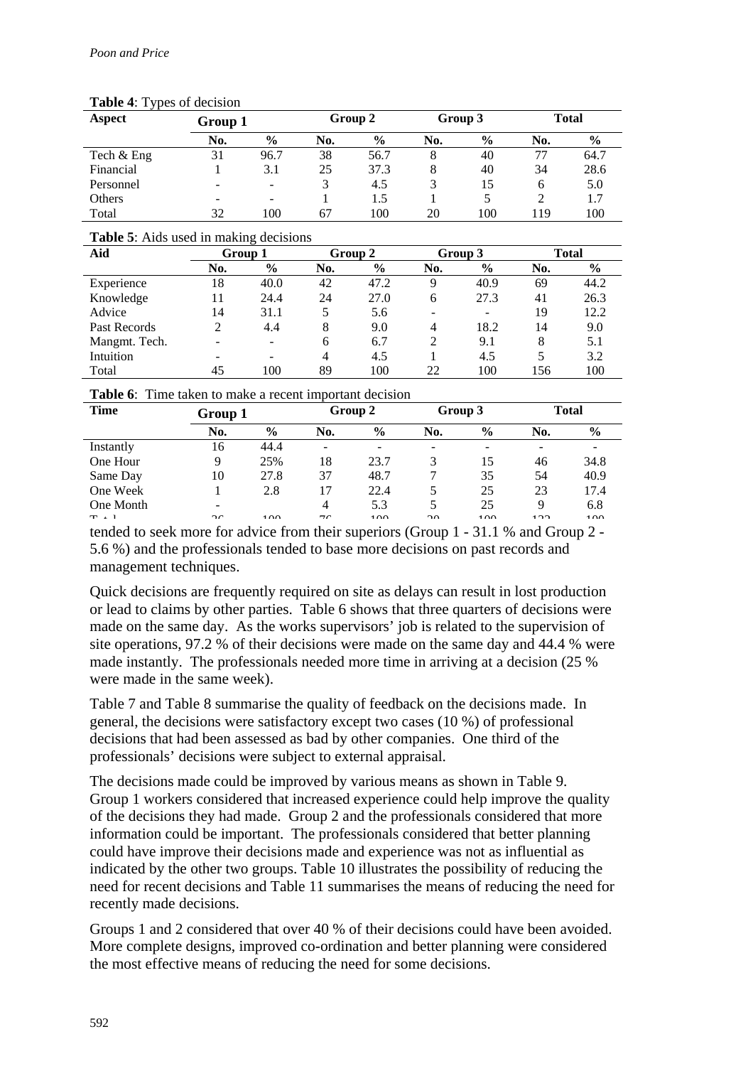**Table 4**: Types of decision

| Aspect | Group 1 | | Group 2 | | Group 3 | | Total | |
|---|---|---|---|---|---|---|---|---|
| | No. | % | No. | % | No. | % | No. | % |
| Tech & Eng | 31 | 96.7 | 38 | 56.7 | 8 | 40 | 77 | 64.7 |
| Financial | 1 | 3.1 | 25 | 37.3 | 8 | 40 | 34 | 28.6 |
| Personnel | - | - | 3 | 4.5 | 3 | 15 | 6 | 5.0 |
| Others | - | - | 1 | 1.5 | 1 | 5 | 2 | 1.7 |
| Total | 32 | 100 | 67 | 100 | 20 | 100 | 119 | 100 |

**Table 5**: Aids used in making decisions

| Aid | Group 1 | | Group 2 | | Group 3 | | Total | |
|---|---|---|---|---|---|---|---|---|
| | No. | % | No. | % | No. | % | No. | % |
| Experience | 18 | 40.0 | 42 | 47.2 | 9 | 40.9 | 69 | 44.2 |
| Knowledge | 11 | 24.4 | 24 | 27.0 | 6 | 27.3 | 41 | 26.3 |
| Advice | 14 | 31.1 | 5 | 5.6 | - | - | 19 | 12.2 |
| Past Records | 2 | 4.4 | 8 | 9.0 | 4 | 18.2 | 14 | 9.0 |
| Mangmt. Tech. | - | - | 6 | 6.7 | 2 | 9.1 | 8 | 5.1 |
| Intuition | - | - | 4 | 4.5 | 1 | 4.5 | 5 | 3.2 |
| Total | 45 | 100 | 89 | 100 | 22 | 100 | 156 | 100 |

**Table 6**: Time taken to make a recent important decision

| Time | Group 1 | | Group 2 | | Group 3 | | Total | |
|---|---|---|---|---|---|---|---|---|
| | No. | % | No. | % | No. | % | No. | % |
| Instantly | 16 | 44.4 | - | - | - | - | - | - |
| One Hour | 9 | 25% | 18 | 23.7 | 3 | 15 | 46 | 34.8 |
| Same Day | 10 | 27.8 | 37 | 48.7 | 7 | 35 | 54 | 40.9 |
| One Week | 1 | 2.8 | 17 | 22.4 | 5 | 25 | 23 | 17.4 |
| One Month | - | | 4 | 5.3 | 5 | 25 | 9 | 6.8 |
| Total | 36 | 100 | 76 | 100 | 20 | 100 | 132 | 100 |

tended to seek more for advice from their superiors (Group 1 - 31.1 % and Group 2 - 5.6 %) and the professionals tended to base more decisions on past records and management techniques.

Quick decisions are frequently required on site as delays can result in lost production or lead to claims by other parties. Table 6 shows that three quarters of decisions were made on the same day. As the works supervisors' job is related to the supervision of site operations, 97.2 % of their decisions were made on the same day and 44.4 % were made instantly. The professionals needed more time in arriving at a decision (25 % were made in the same week).

Table 7 and Table 8 summarise the quality of feedback on the decisions made. In general, the decisions were satisfactory except two cases (10 %) of professional decisions that had been assessed as bad by other companies. One third of the professionals' decisions were subject to external appraisal.

The decisions made could be improved by various means as shown in Table 9. Group 1 workers considered that increased experience could help improve the quality of the decisions they had made. Group 2 and the professionals considered that more information could be important. The professionals considered that better planning could have improve their decisions made and experience was not as influential as indicated by the other two groups. Table 10 illustrates the possibility of reducing the need for recent decisions and Table 11 summarises the means of reducing the need for recently made decisions.

Groups 1 and 2 considered that over 40 % of their decisions could have been avoided. More complete designs, improved co-ordination and better planning were considered the most effective means of reducing the need for some decisions.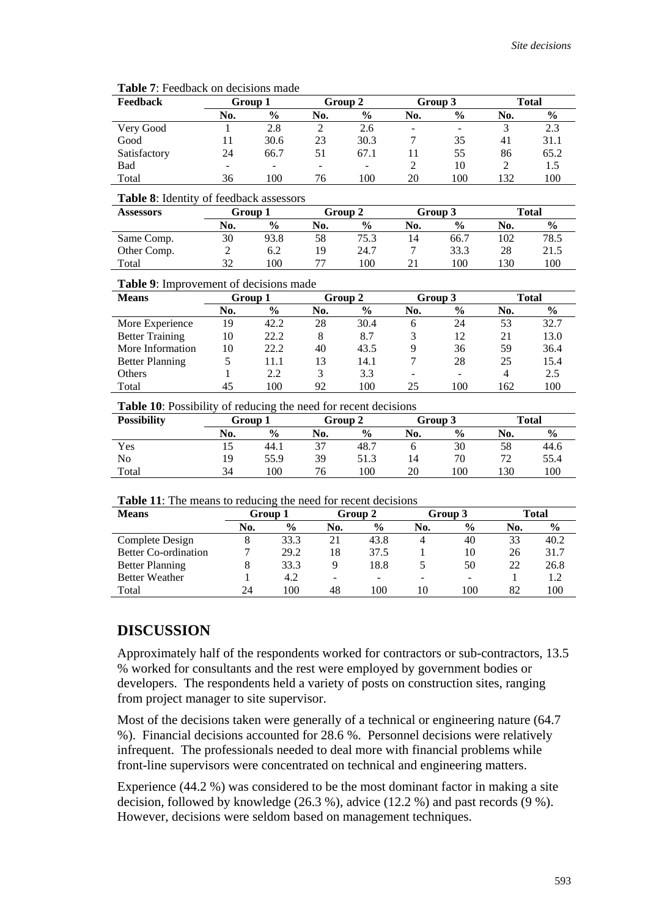**Table 7**: Feedback on decisions made

| Feedback | Group 1 | | Group 2 | | Group 3 | | Total | |
|---|---|---|---|---|---|---|---|---|
| | No. | % | No. | % | No. | % | No. | % |
| Very Good | 1 | 2.8 | 2 | 2.6 | - | - | 3 | 2.3 |
| Good | 11 | 30.6 | 23 | 30.3 | 7 | 35 | 41 | 31.1 |
| Satisfactory | 24 | 66.7 | 51 | 67.1 | 11 | 55 | 86 | 65.2 |
| Bad | - | - | - | - | 2 | 10 | 2 | 1.5 |
| Total | 36 | 100 | 76 | 100 | 20 | 100 | 132 | 100 |

**Table 8**: Identity of feedback assessors

| Assessors | Group 1 | | Group 2 | | Group 3 | | Total | |
|---|---|---|---|---|---|---|---|---|
| | No. | % | No. | % | No. | % | No. | % |
| Same Comp. | 30 | 93.8 | 58 | 75.3 | 14 | 66.7 | 102 | 78.5 |
| Other Comp. | 2 | 6.2 | 19 | 24.7 | 7 | 33.3 | 28 | 21.5 |
| Total | 32 | 100 | 77 | 100 | 21 | 100 | 130 | 100 |

**Table 9**: Improvement of decisions made

| Means | Group 1 | | Group 2 | | Group 3 | | Total | |
|---|---|---|---|---|---|---|---|---|
| | No. | % | No. | % | No. | % | No. | % |
| More Experience | 19 | 42.2 | 28 | 30.4 | 6 | 24 | 53 | 32.7 |
| Better Training | 10 | 22.2 | 8 | 8.7 | 3 | 12 | 21 | 13.0 |
| More Information | 10 | 22.2 | 40 | 43.5 | 9 | 36 | 59 | 36.4 |
| Better Planning | 5 | 11.1 | 13 | 14.1 | 7 | 28 | 25 | 15.4 |
| Others | 1 | 2.2 | 3 | 3.3 | - | - | 4 | 2.5 |
| Total | 45 | 100 | 92 | 100 | 25 | 100 | 162 | 100 |

**Table 10**: Possibility of reducing the need for recent decisions

| Possibility | Group 1 | | Group 2 | | Group 3 | | Total | |
|---|---|---|---|---|---|---|---|---|
| | No. | % | No. | % | No. | % | No. | % |
| Yes | 15 | 44.1 | 37 | 48.7 | 6 | 30 | 58 | 44.6 |
| No | 19 | 55.9 | 39 | 51.3 | 14 | 70 | 72 | 55.4 |
| Total | 34 | 100 | 76 | 100 | 20 | 100 | 130 | 100 |

**Table 11**: The means to reducing the need for recent decisions

| Means | Group 1 | | Group 2 | | Group 3 | | Total | |
|---|---|---|---|---|---|---|---|---|
| | No. | % | No. | % | No. | % | No. | % |
| Complete Design | 8 | 33.3 | 21 | 43.8 | 4 | 40 | 33 | 40.2 |
| Better Co-ordination | 7 | 29.2 | 18 | 37.5 | 1 | 10 | 26 | 31.7 |
| Better Planning | 8 | 33.3 | 9 | 18.8 | 5 | 50 | 22 | 26.8 |
| Better Weather | 1 | 4.2 | - | - | - | - | 1 | 1.2 |
| Total | 24 | 100 | 48 | 100 | 10 | 100 | 82 | 100 |

## DISCUSSION

Approximately half of the respondents worked for contractors or sub-contractors, 13.5 % worked for consultants and the rest were employed by government bodies or developers. The respondents held a variety of posts on construction sites, ranging from project manager to site supervisor.

Most of the decisions taken were generally of a technical or engineering nature (64.7 %). Financial decisions accounted for 28.6 %. Personnel decisions were relatively infrequent. The professionals needed to deal more with financial problems while front-line supervisors were concentrated on technical and engineering matters.

Experience (44.2 %) was considered to be the most dominant factor in making a site decision, followed by knowledge (26.3 %), advice (12.2 %) and past records (9 %). However, decisions were seldom based on management techniques.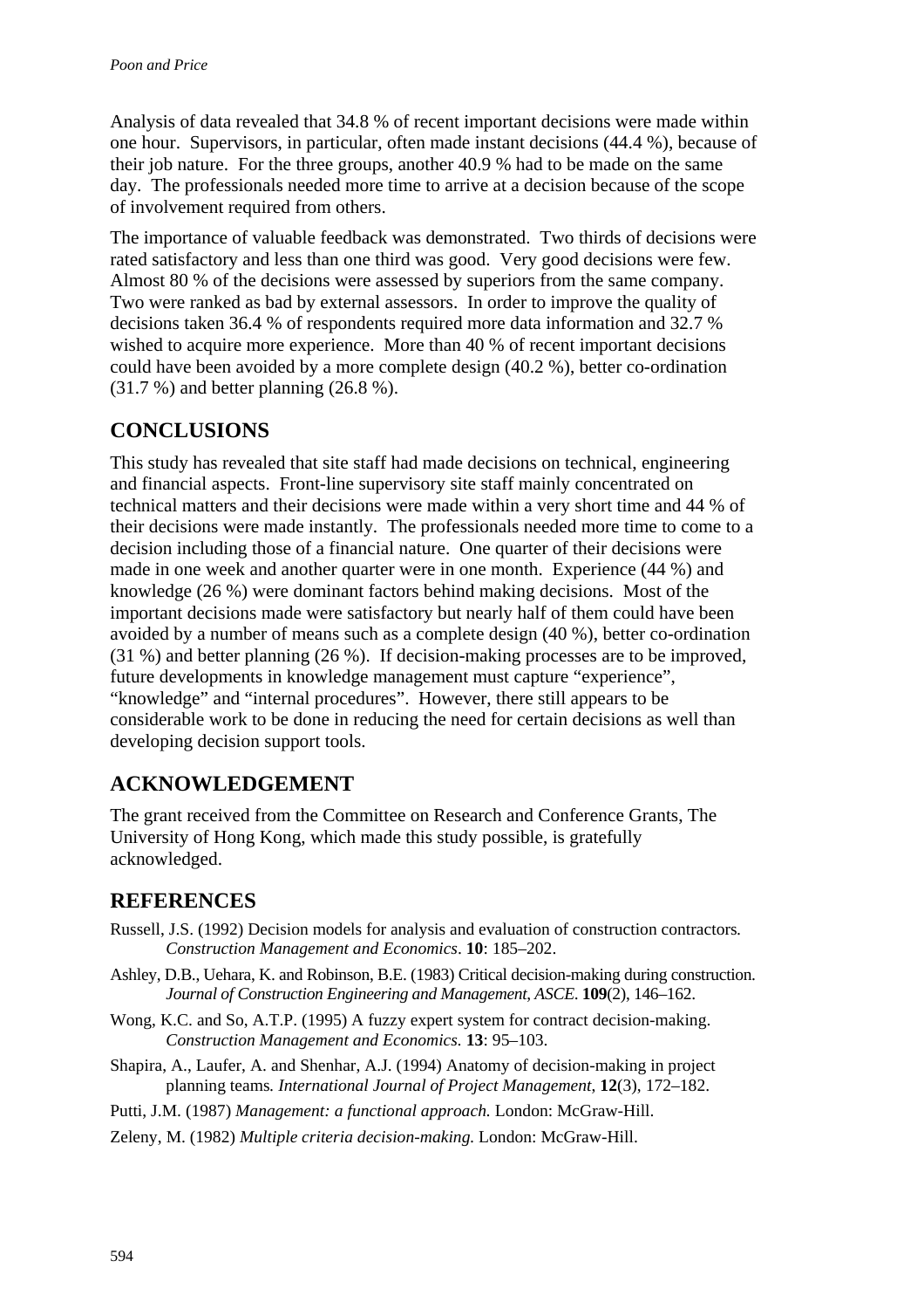Analysis of data revealed that 34.8 % of recent important decisions were made within one hour. Supervisors, in particular, often made instant decisions (44.4 %), because of their job nature. For the three groups, another 40.9 % had to be made on the same day. The professionals needed more time to arrive at a decision because of the scope of involvement required from others.

The importance of valuable feedback was demonstrated. Two thirds of decisions were rated satisfactory and less than one third was good. Very good decisions were few. Almost 80 % of the decisions were assessed by superiors from the same company. Two were ranked as bad by external assessors. In order to improve the quality of decisions taken 36.4 % of respondents required more data information and 32.7 % wished to acquire more experience. More than 40 % of recent important decisions could have been avoided by a more complete design (40.2 %), better co-ordination (31.7 %) and better planning (26.8 %).

## CONCLUSIONS

This study has revealed that site staff had made decisions on technical, engineering and financial aspects. Front-line supervisory site staff mainly concentrated on technical matters and their decisions were made within a very short time and 44 % of their decisions were made instantly. The professionals needed more time to come to a decision including those of a financial nature. One quarter of their decisions were made in one week and another quarter were in one month. Experience (44 %) and knowledge (26 %) were dominant factors behind making decisions. Most of the important decisions made were satisfactory but nearly half of them could have been avoided by a number of means such as a complete design (40 %), better co-ordination (31 %) and better planning (26 %). If decision-making processes are to be improved, future developments in knowledge management must capture "experience", "knowledge" and "internal procedures". However, there still appears to be considerable work to be done in reducing the need for certain decisions as well than developing decision support tools.

## ACKNOWLEDGEMENT

The grant received from the Committee on Research and Conference Grants, The University of Hong Kong, which made this study possible, is gratefully acknowledged.

## REFERENCES

Russell, J.S. (1992) Decision models for analysis and evaluation of construction contractors. *Construction Management and Economics*. **10**: 185–202.

Ashley, D.B., Uehara, K. and Robinson, B.E. (1983) Critical decision-making during construction. *Journal of Construction Engineering and Management, ASCE*. **109**(2), 146–162.

Wong, K.C. and So, A.T.P. (1995) A fuzzy expert system for contract decision-making. *Construction Management and Economics.* **13**: 95–103.

Shapira, A., Laufer, A. and Shenhar, A.J. (1994) Anatomy of decision-making in project planning teams. *International Journal of Project Management*, **12**(3), 172–182.

Putti, J.M. (1987) *Management: a functional approach.* London: McGraw-Hill.

Zeleny, M. (1982) *Multiple criteria decision-making.* London: McGraw-Hill.